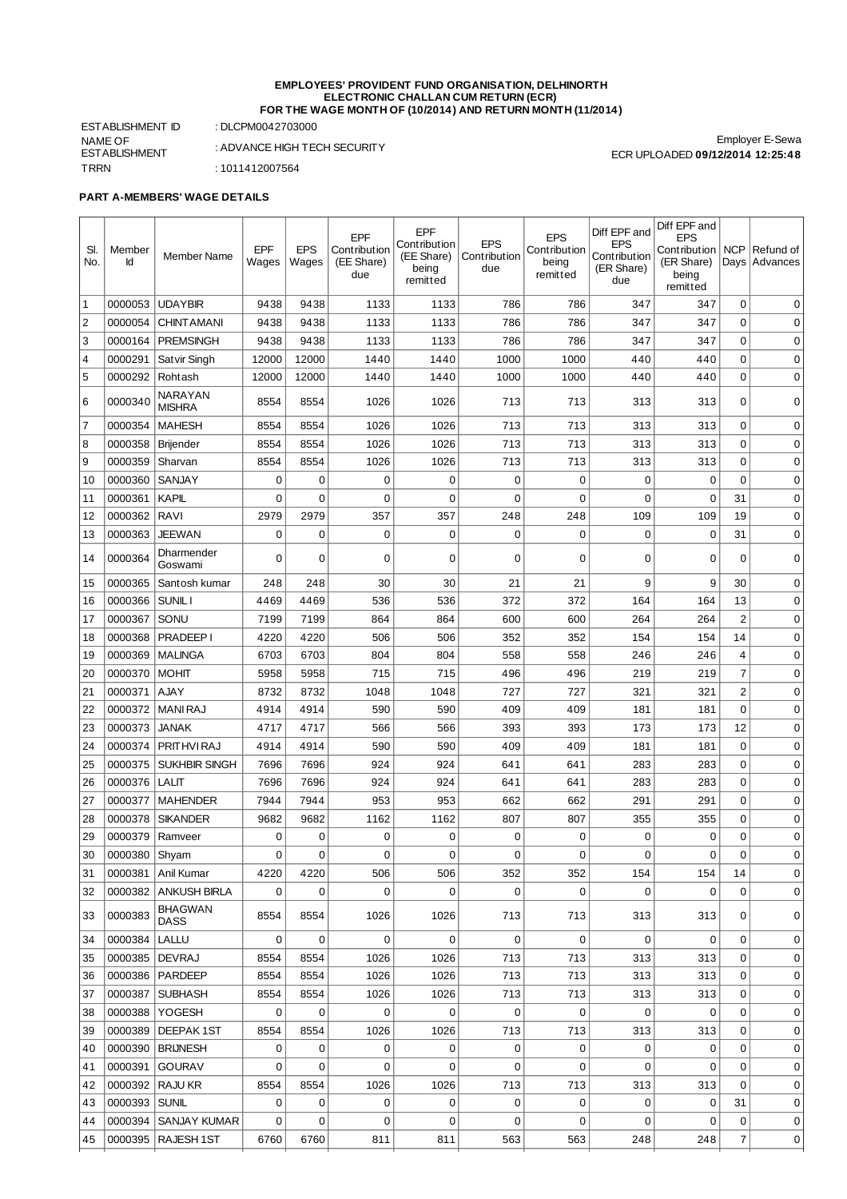**EMPLOYEES' PROVIDENT FUND ORGANISATION, DELHINORTH**
**ELECTRONIC CHALLAN CUM RETURN (ECR)**
**FOR THE WAGE MONTH OF (10/2014) AND RETURN MONTH (11/2014)**

ESTABLISHMENT ID : DLCPM0042703000
NAME OF ESTABLISHMENT : ADVANCE HIGH TECH SECURITY
TRRN : 1011412007564

Employer E-Sewa
ECR UPLOADED **09/12/2014 12:25:48**

**PART A-MEMBERS' WAGE DETAILS**

| Sl. No. | Member Id | Member Name | EPF Wages | EPS Wages | EPF Contribution (EE Share) due | EPF Contribution (EE Share) being remitted | EPS Contribution due | EPS Contribution being remitted | Diff EPF and EPS Contribution (ER Share) due | Diff EPF and EPS Contribution (ER Share) being remitted | NCP Days | Refund of Advances |
|---|---|---|---|---|---|---|---|---|---|---|---|---|
| 1 | 0000053 | UDAYBIR | 9438 | 9438 | 1133 | 1133 | 786 | 786 | 347 | 347 | 0 | 0 |
| 2 | 0000054 | CHINTAMANI | 9438 | 9438 | 1133 | 1133 | 786 | 786 | 347 | 347 | 0 | 0 |
| 3 | 0000164 | PREMSINGH | 9438 | 9438 | 1133 | 1133 | 786 | 786 | 347 | 347 | 0 | 0 |
| 4 | 0000291 | Satvir Singh | 12000 | 12000 | 1440 | 1440 | 1000 | 1000 | 440 | 440 | 0 | 0 |
| 5 | 0000292 | Rohtash | 12000 | 12000 | 1440 | 1440 | 1000 | 1000 | 440 | 440 | 0 | 0 |
| 6 | 0000340 | NARAYAN MISHRA | 8554 | 8554 | 1026 | 1026 | 713 | 713 | 313 | 313 | 0 | 0 |
| 7 | 0000354 | MAHESH | 8554 | 8554 | 1026 | 1026 | 713 | 713 | 313 | 313 | 0 | 0 |
| 8 | 0000358 | Brijender | 8554 | 8554 | 1026 | 1026 | 713 | 713 | 313 | 313 | 0 | 0 |
| 9 | 0000359 | Sharvan | 8554 | 8554 | 1026 | 1026 | 713 | 713 | 313 | 313 | 0 | 0 |
| 10 | 0000360 | SANJAY | 0 | 0 | 0 | 0 | 0 | 0 | 0 | 0 | 0 | 0 |
| 11 | 0000361 | KAPIL | 0 | 0 | 0 | 0 | 0 | 0 | 0 | 0 | 31 | 0 |
| 12 | 0000362 | RAVI | 2979 | 2979 | 357 | 357 | 248 | 248 | 109 | 109 | 19 | 0 |
| 13 | 0000363 | JEEWAN | 0 | 0 | 0 | 0 | 0 | 0 | 0 | 0 | 31 | 0 |
| 14 | 0000364 | Dharmender Goswami | 0 | 0 | 0 | 0 | 0 | 0 | 0 | 0 | 0 | 0 |
| 15 | 0000365 | Santosh kumar | 248 | 248 | 30 | 30 | 21 | 21 | 9 | 9 | 30 | 0 |
| 16 | 0000366 | SUNIL I | 4469 | 4469 | 536 | 536 | 372 | 372 | 164 | 164 | 13 | 0 |
| 17 | 0000367 | SONU | 7199 | 7199 | 864 | 864 | 600 | 600 | 264 | 264 | 2 | 0 |
| 18 | 0000368 | PRADEEP I | 4220 | 4220 | 506 | 506 | 352 | 352 | 154 | 154 | 14 | 0 |
| 19 | 0000369 | MALINGA | 6703 | 6703 | 804 | 804 | 558 | 558 | 246 | 246 | 4 | 0 |
| 20 | 0000370 | MOHIT | 5958 | 5958 | 715 | 715 | 496 | 496 | 219 | 219 | 7 | 0 |
| 21 | 0000371 | AJAY | 8732 | 8732 | 1048 | 1048 | 727 | 727 | 321 | 321 | 2 | 0 |
| 22 | 0000372 | MANI RAJ | 4914 | 4914 | 590 | 590 | 409 | 409 | 181 | 181 | 0 | 0 |
| 23 | 0000373 | JANAK | 4717 | 4717 | 566 | 566 | 393 | 393 | 173 | 173 | 12 | 0 |
| 24 | 0000374 | PRITHVI RAJ | 4914 | 4914 | 590 | 590 | 409 | 409 | 181 | 181 | 0 | 0 |
| 25 | 0000375 | SUKHBIR SINGH | 7696 | 7696 | 924 | 924 | 641 | 641 | 283 | 283 | 0 | 0 |
| 26 | 0000376 | LALIT | 7696 | 7696 | 924 | 924 | 641 | 641 | 283 | 283 | 0 | 0 |
| 27 | 0000377 | MAHENDER | 7944 | 7944 | 953 | 953 | 662 | 662 | 291 | 291 | 0 | 0 |
| 28 | 0000378 | SIKANDER | 9682 | 9682 | 1162 | 1162 | 807 | 807 | 355 | 355 | 0 | 0 |
| 29 | 0000379 | Ramveer | 0 | 0 | 0 | 0 | 0 | 0 | 0 | 0 | 0 | 0 |
| 30 | 0000380 | Shyam | 0 | 0 | 0 | 0 | 0 | 0 | 0 | 0 | 0 | 0 |
| 31 | 0000381 | Anil Kumar | 4220 | 4220 | 506 | 506 | 352 | 352 | 154 | 154 | 14 | 0 |
| 32 | 0000382 | ANKUSH BIRLA | 0 | 0 | 0 | 0 | 0 | 0 | 0 | 0 | 0 | 0 |
| 33 | 0000383 | BHAGWAN DASS | 8554 | 8554 | 1026 | 1026 | 713 | 713 | 313 | 313 | 0 | 0 |
| 34 | 0000384 | LALLU | 0 | 0 | 0 | 0 | 0 | 0 | 0 | 0 | 0 | 0 |
| 35 | 0000385 | DEVRAJ | 8554 | 8554 | 1026 | 1026 | 713 | 713 | 313 | 313 | 0 | 0 |
| 36 | 0000386 | PARDEEP | 8554 | 8554 | 1026 | 1026 | 713 | 713 | 313 | 313 | 0 | 0 |
| 37 | 0000387 | SUBHASH | 8554 | 8554 | 1026 | 1026 | 713 | 713 | 313 | 313 | 0 | 0 |
| 38 | 0000388 | YOGESH | 0 | 0 | 0 | 0 | 0 | 0 | 0 | 0 | 0 | 0 |
| 39 | 0000389 | DEEPAK 1ST | 8554 | 8554 | 1026 | 1026 | 713 | 713 | 313 | 313 | 0 | 0 |
| 40 | 0000390 | BRIJNESH | 0 | 0 | 0 | 0 | 0 | 0 | 0 | 0 | 0 | 0 |
| 41 | 0000391 | GOURAV | 0 | 0 | 0 | 0 | 0 | 0 | 0 | 0 | 0 | 0 |
| 42 | 0000392 | RAJU KR | 8554 | 8554 | 1026 | 1026 | 713 | 713 | 313 | 313 | 0 | 0 |
| 43 | 0000393 | SUNIL | 0 | 0 | 0 | 0 | 0 | 0 | 0 | 0 | 31 | 0 |
| 44 | 0000394 | SANJAY KUMAR | 0 | 0 | 0 | 0 | 0 | 0 | 0 | 0 | 0 | 0 |
| 45 | 0000395 | RAJESH 1ST | 6760 | 6760 | 811 | 811 | 563 | 563 | 248 | 248 | 7 | 0 |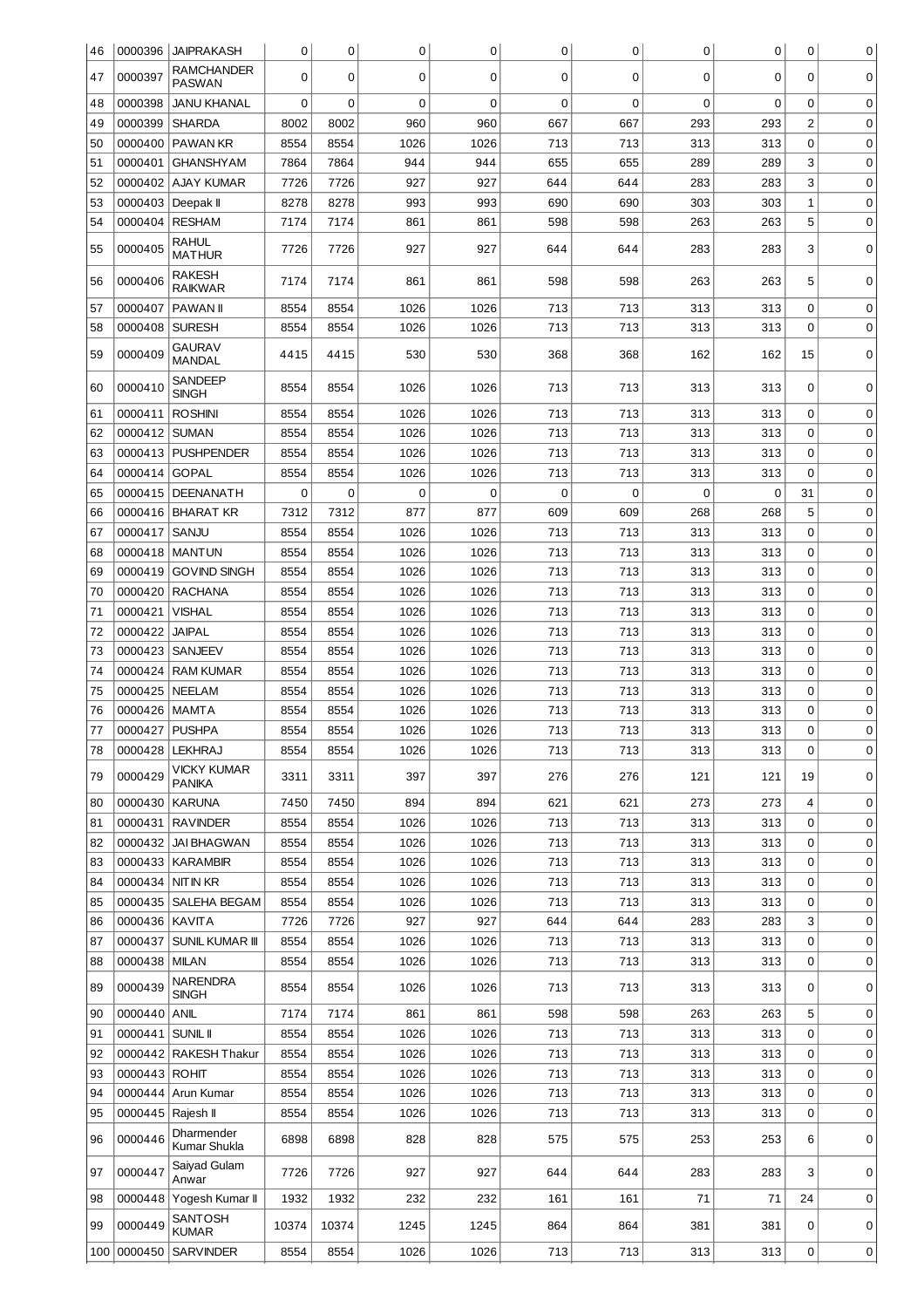| 46 | 0000396 | JAIPRAKASH | 0 | 0 | 0 | 0 | 0 | 0 | 0 | 0 | 0 | 0 |
|---|---|---|---|---|---|---|---|---|---|---|---|---|
| 47 | 0000397 | RAMCHANDER PASWAN | 0 | 0 | 0 | 0 | 0 | 0 | 0 | 0 | 0 | 0 |
| 48 | 0000398 | JANU KHANAL | 0 | 0 | 0 | 0 | 0 | 0 | 0 | 0 | 0 | 0 |
| 49 | 0000399 | SHARDA | 8002 | 8002 | 960 | 960 | 667 | 667 | 293 | 293 | 2 | 0 |
| 50 | 0000400 | PAWAN KR | 8554 | 8554 | 1026 | 1026 | 713 | 713 | 313 | 313 | 0 | 0 |
| 51 | 0000401 | GHANSHYAM | 7864 | 7864 | 944 | 944 | 655 | 655 | 289 | 289 | 3 | 0 |
| 52 | 0000402 | AJAY KUMAR | 7726 | 7726 | 927 | 927 | 644 | 644 | 283 | 283 | 3 | 0 |
| 53 | 0000403 | Deepak II | 8278 | 8278 | 993 | 993 | 690 | 690 | 303 | 303 | 1 | 0 |
| 54 | 0000404 | RESHAM | 7174 | 7174 | 861 | 861 | 598 | 598 | 263 | 263 | 5 | 0 |
| 55 | 0000405 | RAHUL MATHUR | 7726 | 7726 | 927 | 927 | 644 | 644 | 283 | 283 | 3 | 0 |
| 56 | 0000406 | RAKESH RAIKWAR | 7174 | 7174 | 861 | 861 | 598 | 598 | 263 | 263 | 5 | 0 |
| 57 | 0000407 | PAWAN II | 8554 | 8554 | 1026 | 1026 | 713 | 713 | 313 | 313 | 0 | 0 |
| 58 | 0000408 | SURESH | 8554 | 8554 | 1026 | 1026 | 713 | 713 | 313 | 313 | 0 | 0 |
| 59 | 0000409 | GAURAV MANDAL | 4415 | 4415 | 530 | 530 | 368 | 368 | 162 | 162 | 15 | 0 |
| 60 | 0000410 | SANDEEP SINGH | 8554 | 8554 | 1026 | 1026 | 713 | 713 | 313 | 313 | 0 | 0 |
| 61 | 0000411 | ROSHINI | 8554 | 8554 | 1026 | 1026 | 713 | 713 | 313 | 313 | 0 | 0 |
| 62 | 0000412 | SUMAN | 8554 | 8554 | 1026 | 1026 | 713 | 713 | 313 | 313 | 0 | 0 |
| 63 | 0000413 | PUSHPENDER | 8554 | 8554 | 1026 | 1026 | 713 | 713 | 313 | 313 | 0 | 0 |
| 64 | 0000414 | GOPAL | 8554 | 8554 | 1026 | 1026 | 713 | 713 | 313 | 313 | 0 | 0 |
| 65 | 0000415 | DEENANATH | 0 | 0 | 0 | 0 | 0 | 0 | 0 | 0 | 31 | 0 |
| 66 | 0000416 | BHARAT KR | 7312 | 7312 | 877 | 877 | 609 | 609 | 268 | 268 | 5 | 0 |
| 67 | 0000417 | SANJU | 8554 | 8554 | 1026 | 1026 | 713 | 713 | 313 | 313 | 0 | 0 |
| 68 | 0000418 | MANTUN | 8554 | 8554 | 1026 | 1026 | 713 | 713 | 313 | 313 | 0 | 0 |
| 69 | 0000419 | GOVIND SINGH | 8554 | 8554 | 1026 | 1026 | 713 | 713 | 313 | 313 | 0 | 0 |
| 70 | 0000420 | RACHANA | 8554 | 8554 | 1026 | 1026 | 713 | 713 | 313 | 313 | 0 | 0 |
| 71 | 0000421 | VISHAL | 8554 | 8554 | 1026 | 1026 | 713 | 713 | 313 | 313 | 0 | 0 |
| 72 | 0000422 | JAIPAL | 8554 | 8554 | 1026 | 1026 | 713 | 713 | 313 | 313 | 0 | 0 |
| 73 | 0000423 | SANJEEV | 8554 | 8554 | 1026 | 1026 | 713 | 713 | 313 | 313 | 0 | 0 |
| 74 | 0000424 | RAM KUMAR | 8554 | 8554 | 1026 | 1026 | 713 | 713 | 313 | 313 | 0 | 0 |
| 75 | 0000425 | NEELAM | 8554 | 8554 | 1026 | 1026 | 713 | 713 | 313 | 313 | 0 | 0 |
| 76 | 0000426 | MAMTA | 8554 | 8554 | 1026 | 1026 | 713 | 713 | 313 | 313 | 0 | 0 |
| 77 | 0000427 | PUSHPA | 8554 | 8554 | 1026 | 1026 | 713 | 713 | 313 | 313 | 0 | 0 |
| 78 | 0000428 | LEKHRAJ | 8554 | 8554 | 1026 | 1026 | 713 | 713 | 313 | 313 | 0 | 0 |
| 79 | 0000429 | VICKY KUMAR PANIKA | 3311 | 3311 | 397 | 397 | 276 | 276 | 121 | 121 | 19 | 0 |
| 80 | 0000430 | KARUNA | 7450 | 7450 | 894 | 894 | 621 | 621 | 273 | 273 | 4 | 0 |
| 81 | 0000431 | RAVINDER | 8554 | 8554 | 1026 | 1026 | 713 | 713 | 313 | 313 | 0 | 0 |
| 82 | 0000432 | JAI BHAGWAN | 8554 | 8554 | 1026 | 1026 | 713 | 713 | 313 | 313 | 0 | 0 |
| 83 | 0000433 | KARAMBIR | 8554 | 8554 | 1026 | 1026 | 713 | 713 | 313 | 313 | 0 | 0 |
| 84 | 0000434 | NITIN KR | 8554 | 8554 | 1026 | 1026 | 713 | 713 | 313 | 313 | 0 | 0 |
| 85 | 0000435 | SALEHA BEGAM | 8554 | 8554 | 1026 | 1026 | 713 | 713 | 313 | 313 | 0 | 0 |
| 86 | 0000436 | KAVITA | 7726 | 7726 | 927 | 927 | 644 | 644 | 283 | 283 | 3 | 0 |
| 87 | 0000437 | SUNIL KUMAR III | 8554 | 8554 | 1026 | 1026 | 713 | 713 | 313 | 313 | 0 | 0 |
| 88 | 0000438 | MILAN | 8554 | 8554 | 1026 | 1026 | 713 | 713 | 313 | 313 | 0 | 0 |
| 89 | 0000439 | NARENDRA SINGH | 8554 | 8554 | 1026 | 1026 | 713 | 713 | 313 | 313 | 0 | 0 |
| 90 | 0000440 | ANIL | 7174 | 7174 | 861 | 861 | 598 | 598 | 263 | 263 | 5 | 0 |
| 91 | 0000441 | SUNIL II | 8554 | 8554 | 1026 | 1026 | 713 | 713 | 313 | 313 | 0 | 0 |
| 92 | 0000442 | RAKESH Thakur | 8554 | 8554 | 1026 | 1026 | 713 | 713 | 313 | 313 | 0 | 0 |
| 93 | 0000443 | ROHIT | 8554 | 8554 | 1026 | 1026 | 713 | 713 | 313 | 313 | 0 | 0 |
| 94 | 0000444 | Arun Kumar | 8554 | 8554 | 1026 | 1026 | 713 | 713 | 313 | 313 | 0 | 0 |
| 95 | 0000445 | Rajesh II | 8554 | 8554 | 1026 | 1026 | 713 | 713 | 313 | 313 | 0 | 0 |
| 96 | 0000446 | Dharmender Kumar Shukla | 6898 | 6898 | 828 | 828 | 575 | 575 | 253 | 253 | 6 | 0 |
| 97 | 0000447 | Saiyad Gulam Anwar | 7726 | 7726 | 927 | 927 | 644 | 644 | 283 | 283 | 3 | 0 |
| 98 | 0000448 | Yogesh Kumar II | 1932 | 1932 | 232 | 232 | 161 | 161 | 71 | 71 | 24 | 0 |
| 99 | 0000449 | SANTOSH KUMAR | 10374 | 10374 | 1245 | 1245 | 864 | 864 | 381 | 381 | 0 | 0 |
| 100 | 0000450 | SARVINDER | 8554 | 8554 | 1026 | 1026 | 713 | 713 | 313 | 313 | 0 | 0 |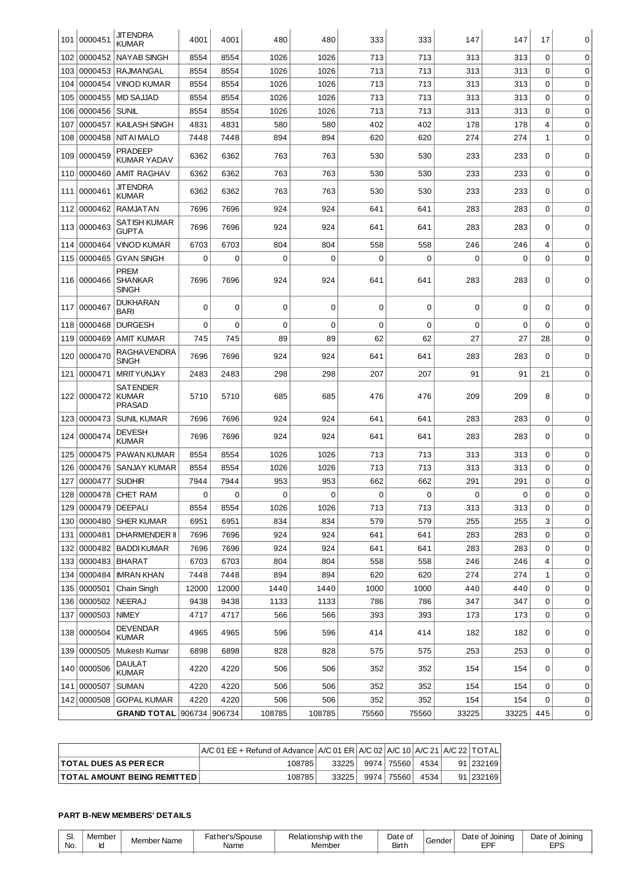| | | | | | | | | | | | | |
|---|---|---|---|---|---|---|---|---|---|---|---|---|
| 101 | 0000451 | JITENDRA KUMAR | 4001 | 4001 | 480 | 480 | 333 | 333 | 147 | 147 | 17 | 0 |
| 102 | 0000452 | NAYAB SINGH | 8554 | 8554 | 1026 | 1026 | 713 | 713 | 313 | 313 | 0 | 0 |
| 103 | 0000453 | RAJMANGAL | 8554 | 8554 | 1026 | 1026 | 713 | 713 | 313 | 313 | 0 | 0 |
| 104 | 0000454 | VINOD KUMAR | 8554 | 8554 | 1026 | 1026 | 713 | 713 | 313 | 313 | 0 | 0 |
| 105 | 0000455 | MD SAJJAD | 8554 | 8554 | 1026 | 1026 | 713 | 713 | 313 | 313 | 0 | 0 |
| 106 | 0000456 | SUNIL | 8554 | 8554 | 1026 | 1026 | 713 | 713 | 313 | 313 | 0 | 0 |
| 107 | 0000457 | KAILASH SINGH | 4831 | 4831 | 580 | 580 | 402 | 402 | 178 | 178 | 4 | 0 |
| 108 | 0000458 | NITAI MALO | 7448 | 7448 | 894 | 894 | 620 | 620 | 274 | 274 | 1 | 0 |
| 109 | 0000459 | PRADEEP KUMAR YADAV | 6362 | 6362 | 763 | 763 | 530 | 530 | 233 | 233 | 0 | 0 |
| 110 | 0000460 | AMIT RAGHAV | 6362 | 6362 | 763 | 763 | 530 | 530 | 233 | 233 | 0 | 0 |
| 111 | 0000461 | JITENDRA KUMAR | 6362 | 6362 | 763 | 763 | 530 | 530 | 233 | 233 | 0 | 0 |
| 112 | 0000462 | RAMJATAN | 7696 | 7696 | 924 | 924 | 641 | 641 | 283 | 283 | 0 | 0 |
| 113 | 0000463 | SATISH KUMAR GUPTA | 7696 | 7696 | 924 | 924 | 641 | 641 | 283 | 283 | 0 | 0 |
| 114 | 0000464 | VINOD KUMAR | 6703 | 6703 | 804 | 804 | 558 | 558 | 246 | 246 | 4 | 0 |
| 115 | 0000465 | GYAN SINGH | 0 | 0 | 0 | 0 | 0 | 0 | 0 | 0 | 0 | 0 |
| 116 | 0000466 | PREM SHANKAR SINGH | 7696 | 7696 | 924 | 924 | 641 | 641 | 283 | 283 | 0 | 0 |
| 117 | 0000467 | DUKHARAN BARI | 0 | 0 | 0 | 0 | 0 | 0 | 0 | 0 | 0 | 0 |
| 118 | 0000468 | DURGESH | 0 | 0 | 0 | 0 | 0 | 0 | 0 | 0 | 0 | 0 |
| 119 | 0000469 | AMIT KUMAR | 745 | 745 | 89 | 89 | 62 | 62 | 27 | 27 | 28 | 0 |
| 120 | 0000470 | RAGHAVENDRA SINGH | 7696 | 7696 | 924 | 924 | 641 | 641 | 283 | 283 | 0 | 0 |
| 121 | 0000471 | MRITYUNJAY | 2483 | 2483 | 298 | 298 | 207 | 207 | 91 | 91 | 21 | 0 |
| 122 | 0000472 | SATENDER KUMAR PRASAD | 5710 | 5710 | 685 | 685 | 476 | 476 | 209 | 209 | 8 | 0 |
| 123 | 0000473 | SUNIL KUMAR | 7696 | 7696 | 924 | 924 | 641 | 641 | 283 | 283 | 0 | 0 |
| 124 | 0000474 | DEVESH KUMAR | 7696 | 7696 | 924 | 924 | 641 | 641 | 283 | 283 | 0 | 0 |
| 125 | 0000475 | PAWAN KUMAR | 8554 | 8554 | 1026 | 1026 | 713 | 713 | 313 | 313 | 0 | 0 |
| 126 | 0000476 | SANJAY KUMAR | 8554 | 8554 | 1026 | 1026 | 713 | 713 | 313 | 313 | 0 | 0 |
| 127 | 0000477 | SUDHIR | 7944 | 7944 | 953 | 953 | 662 | 662 | 291 | 291 | 0 | 0 |
| 128 | 0000478 | CHET RAM | 0 | 0 | 0 | 0 | 0 | 0 | 0 | 0 | 0 | 0 |
| 129 | 0000479 | DEEPALI | 8554 | 8554 | 1026 | 1026 | 713 | 713 | 313 | 313 | 0 | 0 |
| 130 | 0000480 | SHER KUMAR | 6951 | 6951 | 834 | 834 | 579 | 579 | 255 | 255 | 3 | 0 |
| 131 | 0000481 | DHARMENDER II | 7696 | 7696 | 924 | 924 | 641 | 641 | 283 | 283 | 0 | 0 |
| 132 | 0000482 | BADDI KUMAR | 7696 | 7696 | 924 | 924 | 641 | 641 | 283 | 283 | 0 | 0 |
| 133 | 0000483 | BHARAT | 6703 | 6703 | 804 | 804 | 558 | 558 | 246 | 246 | 4 | 0 |
| 134 | 0000484 | IMRAN KHAN | 7448 | 7448 | 894 | 894 | 620 | 620 | 274 | 274 | 1 | 0 |
| 135 | 0000501 | Chain Singh | 12000 | 12000 | 1440 | 1440 | 1000 | 1000 | 440 | 440 | 0 | 0 |
| 136 | 0000502 | NEERAJ | 9438 | 9438 | 1133 | 1133 | 786 | 786 | 347 | 347 | 0 | 0 |
| 137 | 0000503 | NIMEY | 4717 | 4717 | 566 | 566 | 393 | 393 | 173 | 173 | 0 | 0 |
| 138 | 0000504 | DEVENDAR KUMAR | 4965 | 4965 | 596 | 596 | 414 | 414 | 182 | 182 | 0 | 0 |
| 139 | 0000505 | Mukesh Kumar | 6898 | 6898 | 828 | 828 | 575 | 575 | 253 | 253 | 0 | 0 |
| 140 | 0000506 | DAULAT KUMAR | 4220 | 4220 | 506 | 506 | 352 | 352 | 154 | 154 | 0 | 0 |
| 141 | 0000507 | SUMAN | 4220 | 4220 | 506 | 506 | 352 | 352 | 154 | 154 | 0 | 0 |
| 142 | 0000508 | GOPAL KUMAR | 4220 | 4220 | 506 | 506 | 352 | 352 | 154 | 154 | 0 | 0 |
| | | **GRAND TOTAL** | 906734 | 906734 | 108785 | 108785 | 75560 | 75560 | 33225 | 33225 | 445 | 0 |

| | A/C 01 EE + Refund of Advance | A/C 01 ER | A/C 02 | A/C 10 | A/C 21 | A/C 22 | TOTAL |
|---|---|---|---|---|---|---|---|
| **TOTAL DUES AS PER ECR** | 108785 | 33225 | 9974 | 75560 | 4534 | 91 | 232169 |
| **TOTAL AMOUNT BEING REMITTED** | 108785 | 33225 | 9974 | 75560 | 4534 | 91 | 232169 |

**PART B-NEW MEMBERS' DETAILS**

| Sl. No. | Member Id | Member Name | Father's/Spouse Name | Relationship with the Member | Date of Birth | Gender | Date of Joining EPF | Date of Joining EPS |
|---|---|---|---|---|---|---|---|---|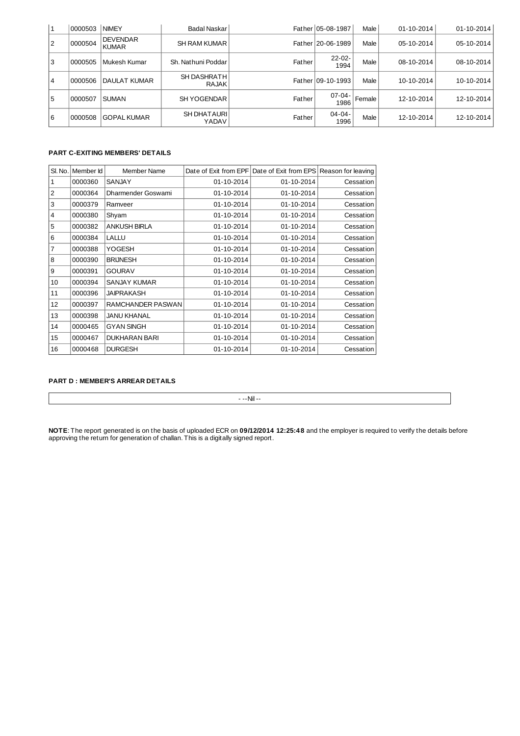| | | | | | | | | |
|---|---|---|---|---|---|---|---|---|
| 1 | 0000503 | NIMEY | Badal Naskar | Father | 05-08-1987 | Male | 01-10-2014 | 01-10-2014 |
| 2 | 0000504 | DEVENDAR KUMAR | SH RAM KUMAR | Father | 20-06-1989 | Male | 05-10-2014 | 05-10-2014 |
| 3 | 0000505 | Mukesh Kumar | Sh. Nathuni Poddar | Father | 22-02-1994 | Male | 08-10-2014 | 08-10-2014 |
| 4 | 0000506 | DAULAT KUMAR | SH DASHRATH RAJAK | Father | 09-10-1993 | Male | 10-10-2014 | 10-10-2014 |
| 5 | 0000507 | SUMAN | SH YOGENDAR | Father | 07-04-1986 | Female | 12-10-2014 | 12-10-2014 |
| 6 | 0000508 | GOPAL KUMAR | SH DHATAURI YADAV | Father | 04-04-1996 | Male | 12-10-2014 | 12-10-2014 |

**PART C-EXITING MEMBERS' DETAILS**

| Sl. No. | Member Id | Member Name | Date of Exit from EPF | Date of Exit from EPS | Reason for leaving |
|---|---|---|---|---|---|
| 1 | 0000360 | SANJAY | 01-10-2014 | 01-10-2014 | Cessation |
| 2 | 0000364 | Dharmender Goswami | 01-10-2014 | 01-10-2014 | Cessation |
| 3 | 0000379 | Ramveer | 01-10-2014 | 01-10-2014 | Cessation |
| 4 | 0000380 | Shyam | 01-10-2014 | 01-10-2014 | Cessation |
| 5 | 0000382 | ANKUSH BIRLA | 01-10-2014 | 01-10-2014 | Cessation |
| 6 | 0000384 | LALLU | 01-10-2014 | 01-10-2014 | Cessation |
| 7 | 0000388 | YOGESH | 01-10-2014 | 01-10-2014 | Cessation |
| 8 | 0000390 | BRIJNESH | 01-10-2014 | 01-10-2014 | Cessation |
| 9 | 0000391 | GOURAV | 01-10-2014 | 01-10-2014 | Cessation |
| 10 | 0000394 | SANJAY KUMAR | 01-10-2014 | 01-10-2014 | Cessation |
| 11 | 0000396 | JAIPRAKASH | 01-10-2014 | 01-10-2014 | Cessation |
| 12 | 0000397 | RAMCHANDER PASWAN | 01-10-2014 | 01-10-2014 | Cessation |
| 13 | 0000398 | JANU KHANAL | 01-10-2014 | 01-10-2014 | Cessation |
| 14 | 0000465 | GYAN SINGH | 01-10-2014 | 01-10-2014 | Cessation |
| 15 | 0000467 | DUKHARAN BARI | 01-10-2014 | 01-10-2014 | Cessation |
| 16 | 0000468 | DURGESH | 01-10-2014 | 01-10-2014 | Cessation |

**PART D : MEMBER'S ARREAR DETAILS**

- --Nil --

**NOTE**: The report generated is on the basis of uploaded ECR on **09/12/2014 12:25:48** and the employer is required to verify the details before approving the return for generation of challan. This is a digitally signed report.